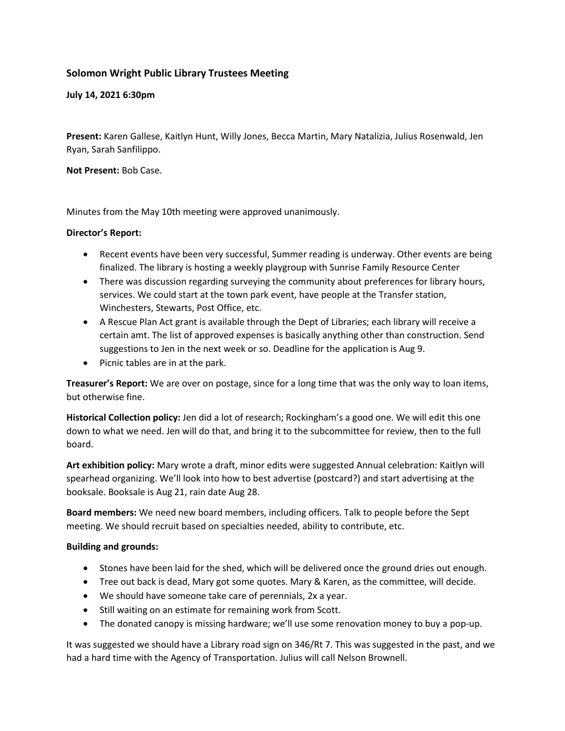### Solomon Wright Public Library Trustees Meeting

**July 14, 2021 6:30pm**

**Present:** Karen Gallese, Kaitlyn Hunt, Willy Jones, Becca Martin, Mary Natalizia, Julius Rosenwald, Jen Ryan, Sarah Sanfilippo.

**Not Present:** Bob Case.

Minutes from the May 10th meeting were approved unanimously.

**Director's Report:**

- Recent events have been very successful, Summer reading is underway. Other events are being finalized. The library is hosting a weekly playgroup with Sunrise Family Resource Center
- There was discussion regarding surveying the community about preferences for library hours, services. We could start at the town park event, have people at the Transfer station, Winchesters, Stewarts, Post Office, etc.
- A Rescue Plan Act grant is available through the Dept of Libraries; each library will receive a certain amt. The list of approved expenses is basically anything other than construction. Send suggestions to Jen in the next week or so. Deadline for the application is Aug 9.
- Picnic tables are in at the park.

**Treasurer's Report:** We are over on postage, since for a long time that was the only way to loan items, but otherwise fine.

**Historical Collection policy:** Jen did a lot of research; Rockingham's a good one. We will edit this one down to what we need. Jen will do that, and bring it to the subcommittee for review, then to the full board.

**Art exhibition policy:** Mary wrote a draft, minor edits were suggested Annual celebration: Kaitlyn will spearhead organizing. We'll look into how to best advertise (postcard?) and start advertising at the booksale. Booksale is Aug 21, rain date Aug 28.

**Board members:** We need new board members, including officers. Talk to people before the Sept meeting. We should recruit based on specialties needed, ability to contribute, etc.

**Building and grounds:**

- Stones have been laid for the shed, which will be delivered once the ground dries out enough.
- Tree out back is dead, Mary got some quotes. Mary & Karen, as the committee, will decide.
- We should have someone take care of perennials, 2x a year.
- Still waiting on an estimate for remaining work from Scott.
- The donated canopy is missing hardware; we'll use some renovation money to buy a pop-up.

It was suggested we should have a Library road sign on 346/Rt 7. This was suggested in the past, and we had a hard time with the Agency of Transportation. Julius will call Nelson Brownell.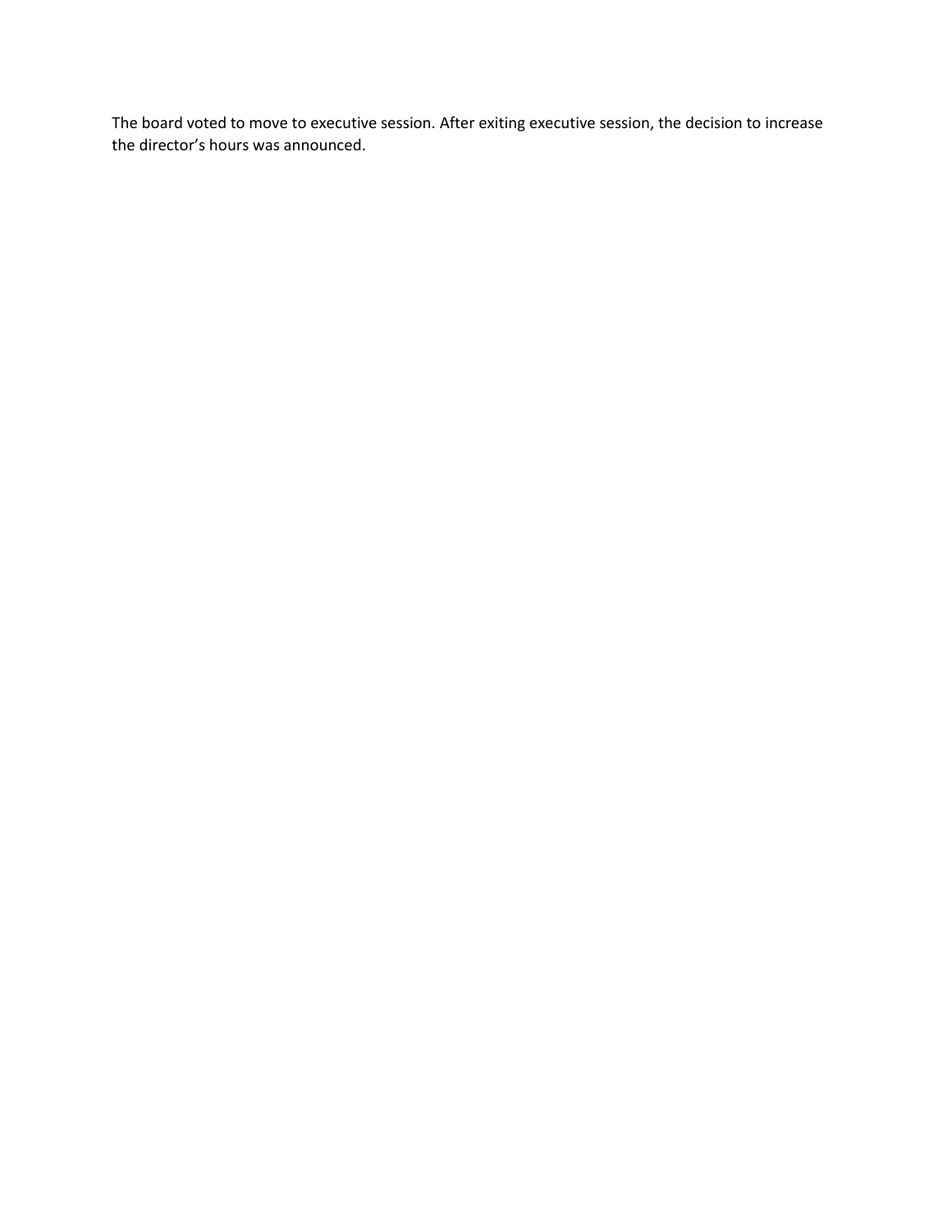The board voted to move to executive session. After exiting executive session, the decision to increase the director's hours was announced.